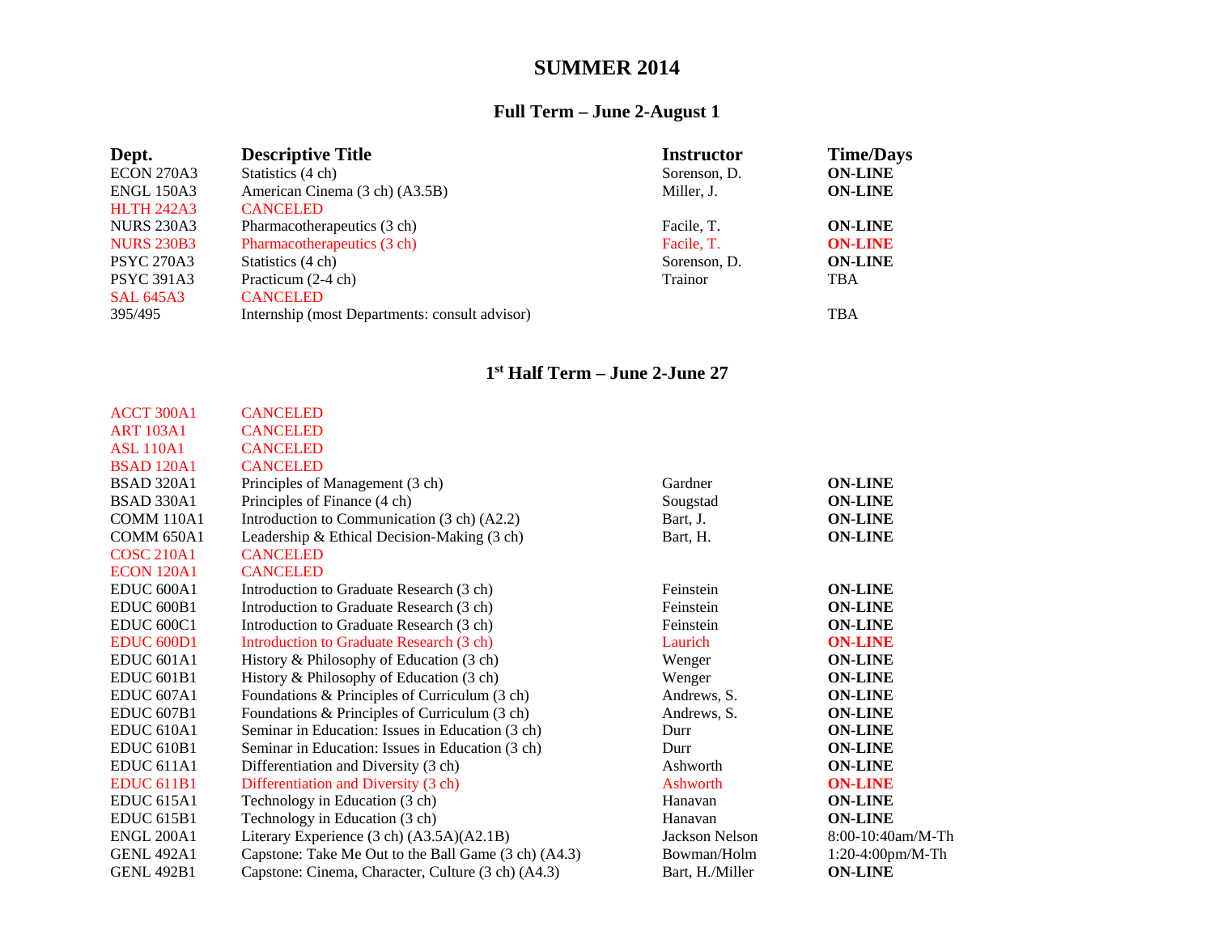# SUMMER 2014

## Full Term – June 2-August 1

| Dept. | Descriptive Title | Instructor | Time/Days |
|---|---|---|---|
| ECON 270A3 | Statistics (4 ch) | Sorenson, D. | **ON-LINE** |
| ENGL 150A3 | American Cinema (3 ch) (A3.5B) | Miller, J. | **ON-LINE** |
| HLTH 242A3 | CANCELED | | |
| NURS 230A3 | Pharmacotherapeutics (3 ch) | Facile, T. | **ON-LINE** |
| NURS 230B3 | Pharmacotherapeutics (3 ch) | Facile, T. | **ON-LINE** |
| PSYC 270A3 | Statistics (4 ch) | Sorenson, D. | **ON-LINE** |
| PSYC 391A3 | Practicum (2-4 ch) | Trainor | TBA |
| SAL 645A3 | CANCELED | | |
| 395/495 | Internship (most Departments: consult advisor) | | TBA |

## 1st Half Term – June 2-June 27

| Dept. | Descriptive Title | Instructor | Time/Days |
|---|---|---|---|
| ACCT 300A1 | CANCELED | | |
| ART 103A1 | CANCELED | | |
| ASL 110A1 | CANCELED | | |
| BSAD 120A1 | CANCELED | | |
| BSAD 320A1 | Principles of Management (3 ch) | Gardner | **ON-LINE** |
| BSAD 330A1 | Principles of Finance (4 ch) | Sougstad | **ON-LINE** |
| COMM 110A1 | Introduction to Communication (3 ch) (A2.2) | Bart, J. | **ON-LINE** |
| COMM 650A1 | Leadership & Ethical Decision-Making (3 ch) | Bart, H. | **ON-LINE** |
| COSC 210A1 | CANCELED | | |
| ECON 120A1 | CANCELED | | |
| EDUC 600A1 | Introduction to Graduate Research (3 ch) | Feinstein | **ON-LINE** |
| EDUC 600B1 | Introduction to Graduate Research (3 ch) | Feinstein | **ON-LINE** |
| EDUC 600C1 | Introduction to Graduate Research (3 ch) | Feinstein | **ON-LINE** |
| EDUC 600D1 | Introduction to Graduate Research (3 ch) | Laurich | **ON-LINE** |
| EDUC 601A1 | History & Philosophy of Education (3 ch) | Wenger | **ON-LINE** |
| EDUC 601B1 | History & Philosophy of Education (3 ch) | Wenger | **ON-LINE** |
| EDUC 607A1 | Foundations & Principles of Curriculum (3 ch) | Andrews, S. | **ON-LINE** |
| EDUC 607B1 | Foundations & Principles of Curriculum (3 ch) | Andrews, S. | **ON-LINE** |
| EDUC 610A1 | Seminar in Education: Issues in Education (3 ch) | Durr | **ON-LINE** |
| EDUC 610B1 | Seminar in Education: Issues in Education (3 ch) | Durr | **ON-LINE** |
| EDUC 611A1 | Differentiation and Diversity (3 ch) | Ashworth | **ON-LINE** |
| EDUC 611B1 | Differentiation and Diversity (3 ch) | Ashworth | **ON-LINE** |
| EDUC 615A1 | Technology in Education (3 ch) | Hanavan | **ON-LINE** |
| EDUC 615B1 | Technology in Education (3 ch) | Hanavan | **ON-LINE** |
| ENGL 200A1 | Literary Experience (3 ch) (A3.5A)(A2.1B) | Jackson Nelson | 8:00-10:40am/M-Th |
| GENL 492A1 | Capstone: Take Me Out to the Ball Game (3 ch) (A4.3) | Bowman/Holm | 1:20-4:00pm/M-Th |
| GENL 492B1 | Capstone: Cinema, Character, Culture (3 ch) (A4.3) | Bart, H./Miller | **ON-LINE** |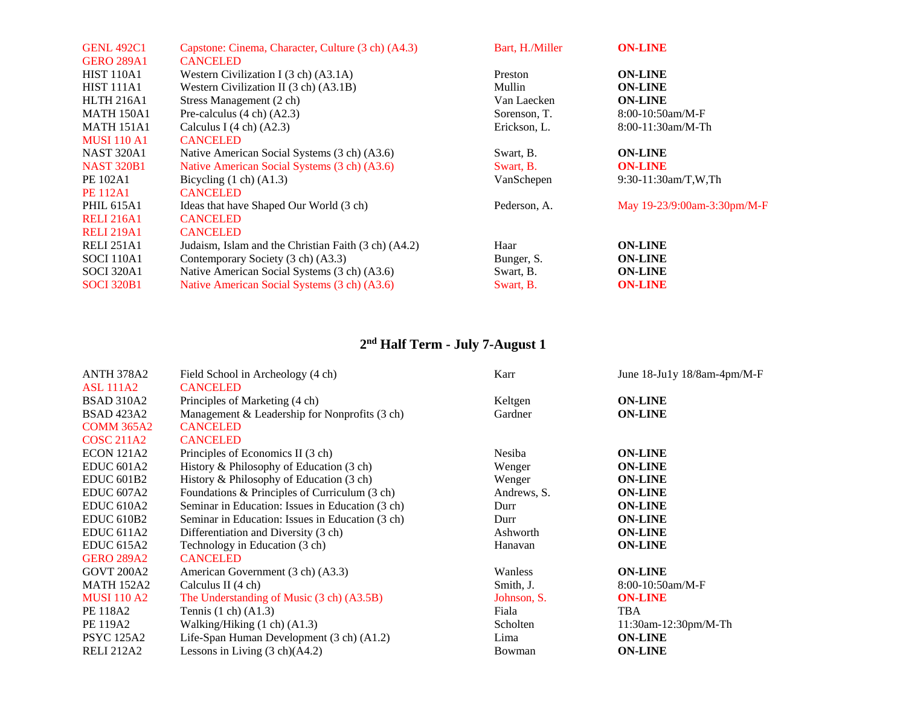| | | | |
|---|---|---|---|
| GENL 492C1 | Capstone: Cinema, Character, Culture (3 ch) (A4.3) | Bart, H./Miller | **ON-LINE** |
| GERO 289A1 | CANCELED | | |
| HIST 110A1 | Western Civilization I (3 ch) (A3.1A) | Preston | **ON-LINE** |
| HIST 111A1 | Western Civilization II (3 ch) (A3.1B) | Mullin | **ON-LINE** |
| HLTH 216A1 | Stress Management (2 ch) | Van Laecken | **ON-LINE** |
| MATH 150A1 | Pre-calculus (4 ch) (A2.3) | Sorenson, T. | 8:00-10:50am/M-F |
| MATH 151A1 | Calculus I (4 ch) (A2.3) | Erickson, L. | 8:00-11:30am/M-Th |
| MUSI 110 A1 | CANCELED | | |
| NAST 320A1 | Native American Social Systems (3 ch) (A3.6) | Swart, B. | **ON-LINE** |
| NAST 320B1 | Native American Social Systems (3 ch) (A3.6) | Swart, B. | **ON-LINE** |
| PE 102A1 | Bicycling (1 ch) (A1.3) | VanSchepen | 9:30-11:30am/T,W,Th |
| PE 112A1 | CANCELED | | |
| PHIL 615A1 | Ideas that have Shaped Our World (3 ch) | Pederson, A. | May 19-23/9:00am-3:30pm/M-F |
| RELI 216A1 | CANCELED | | |
| RELI 219A1 | CANCELED | | |
| RELI 251A1 | Judaism, Islam and the Christian Faith (3 ch) (A4.2) | Haar | **ON-LINE** |
| SOCI 110A1 | Contemporary Society (3 ch) (A3.3) | Bunger, S. | **ON-LINE** |
| SOCI 320A1 | Native American Social Systems (3 ch) (A3.6) | Swart, B. | **ON-LINE** |
| SOCI 320B1 | Native American Social Systems (3 ch) (A3.6) | Swart, B. | **ON-LINE** |

## 2nd Half Term - July 7-August 1

| | | | |
|---|---|---|---|
| ANTH 378A2 | Field School in Archeology (4 ch) | Karr | June 18-Ju1y 18/8am-4pm/M-F |
| ASL 111A2 | CANCELED | | |
| BSAD 310A2 | Principles of Marketing (4 ch) | Keltgen | **ON-LINE** |
| BSAD 423A2 | Management & Leadership for Nonprofits (3 ch) | Gardner | **ON-LINE** |
| COMM 365A2 | CANCELED | | |
| COSC 211A2 | CANCELED | | |
| ECON 121A2 | Principles of Economics II (3 ch) | Nesiba | **ON-LINE** |
| EDUC 601A2 | History & Philosophy of Education (3 ch) | Wenger | **ON-LINE** |
| EDUC 601B2 | History & Philosophy of Education (3 ch) | Wenger | **ON-LINE** |
| EDUC 607A2 | Foundations & Principles of Curriculum (3 ch) | Andrews, S. | **ON-LINE** |
| EDUC 610A2 | Seminar in Education: Issues in Education (3 ch) | Durr | **ON-LINE** |
| EDUC 610B2 | Seminar in Education: Issues in Education (3 ch) | Durr | **ON-LINE** |
| EDUC 611A2 | Differentiation and Diversity (3 ch) | Ashworth | **ON-LINE** |
| EDUC 615A2 | Technology in Education (3 ch) | Hanavan | **ON-LINE** |
| GERO 289A2 | CANCELED | | |
| GOVT 200A2 | American Government (3 ch) (A3.3) | Wanless | **ON-LINE** |
| MATH 152A2 | Calculus II (4 ch) | Smith, J. | 8:00-10:50am/M-F |
| MUSI 110 A2 | The Understanding of Music (3 ch) (A3.5B) | Johnson, S. | **ON-LINE** |
| PE 118A2 | Tennis (1 ch) (A1.3) | Fiala | TBA |
| PE 119A2 | Walking/Hiking (1 ch) (A1.3) | Scholten | 11:30am-12:30pm/M-Th |
| PSYC 125A2 | Life-Span Human Development (3 ch) (A1.2) | Lima | **ON-LINE** |
| RELI 212A2 | Lessons in Living (3 ch)(A4.2) | Bowman | **ON-LINE** |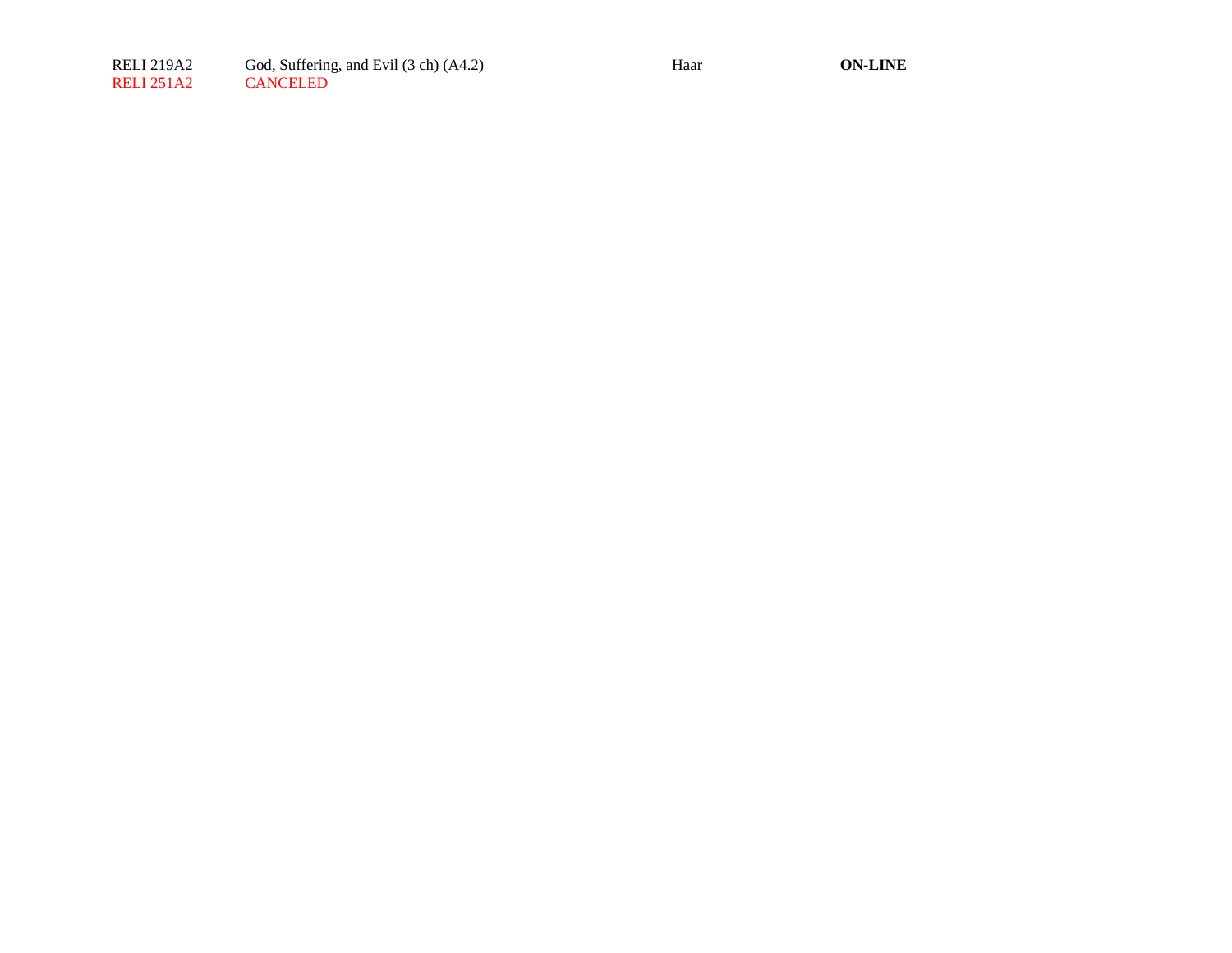| | | | |
|---|---|---|---|
| RELI 219A2 | God, Suffering, and Evil (3 ch) (A4.2) | Haar | **ON-LINE** |
| RELI 251A2 | CANCELED | | |